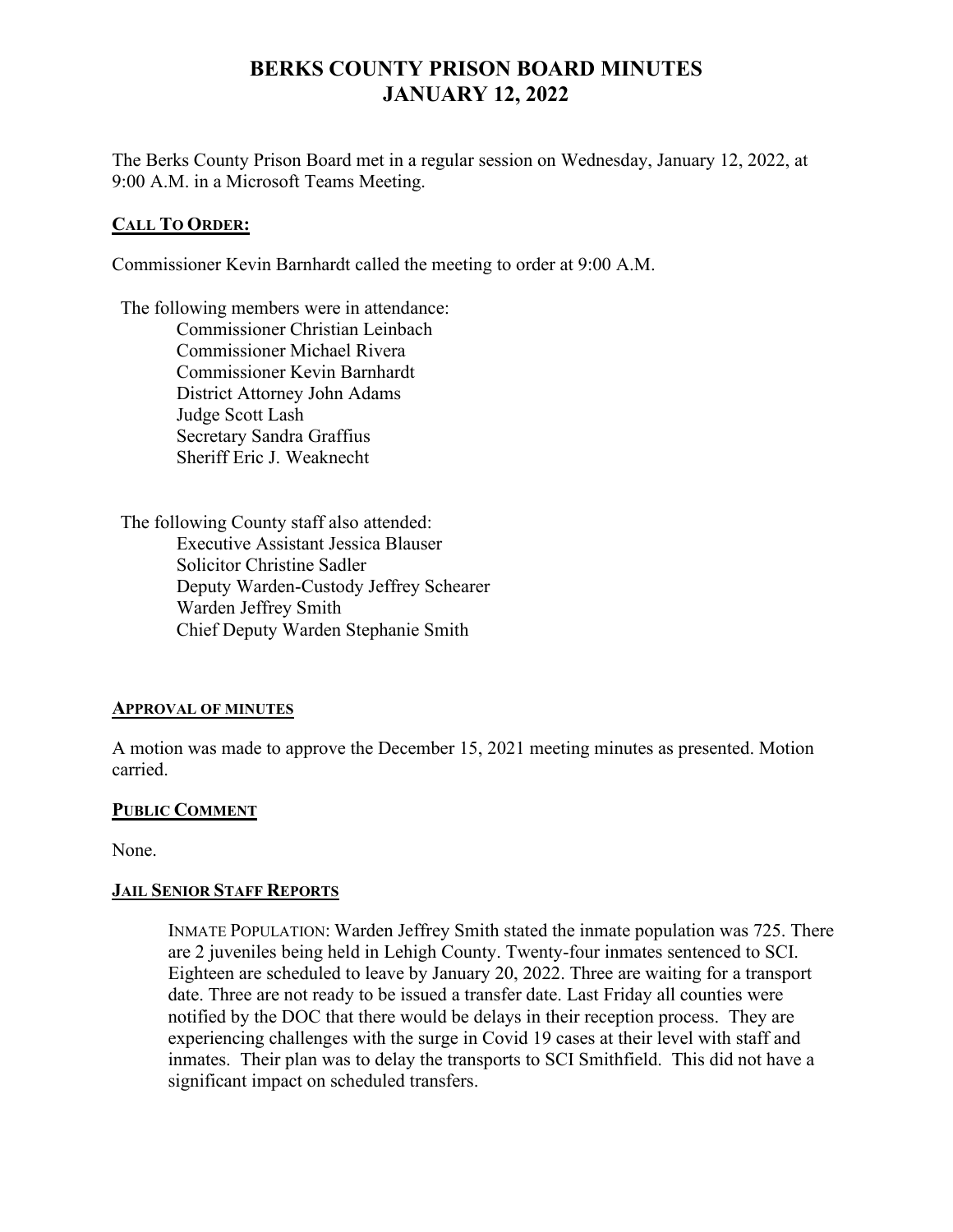# BERKS COUNTY PRISON BOARD MINUTES
# JANUARY 12, 2022

The Berks County Prison Board met in a regular session on Wednesday, January 12, 2022, at 9:00 A.M. in a Microsoft Teams Meeting.

## CALL TO ORDER:

Commissioner Kevin Barnhardt called the meeting to order at 9:00 A.M.

The following members were in attendance:

- Commissioner Christian Leinbach
- Commissioner Michael Rivera
- Commissioner Kevin Barnhardt
- District Attorney John Adams
- Judge Scott Lash
- Secretary Sandra Graffius
- Sheriff Eric J. Weaknecht

The following County staff also attended:

- Executive Assistant Jessica Blauser
- Solicitor Christine Sadler
- Deputy Warden-Custody Jeffrey Schearer
- Warden Jeffrey Smith
- Chief Deputy Warden Stephanie Smith

## APPROVAL OF MINUTES

A motion was made to approve the December 15, 2021 meeting minutes as presented. Motion carried.

## PUBLIC COMMENT

None.

## JAIL SENIOR STAFF REPORTS

INMATE POPULATION: Warden Jeffrey Smith stated the inmate population was 725. There are 2 juveniles being held in Lehigh County. Twenty-four inmates sentenced to SCI. Eighteen are scheduled to leave by January 20, 2022. Three are waiting for a transport date. Three are not ready to be issued a transfer date. Last Friday all counties were notified by the DOC that there would be delays in their reception process. They are experiencing challenges with the surge in Covid 19 cases at their level with staff and inmates. Their plan was to delay the transports to SCI Smithfield. This did not have a significant impact on scheduled transfers.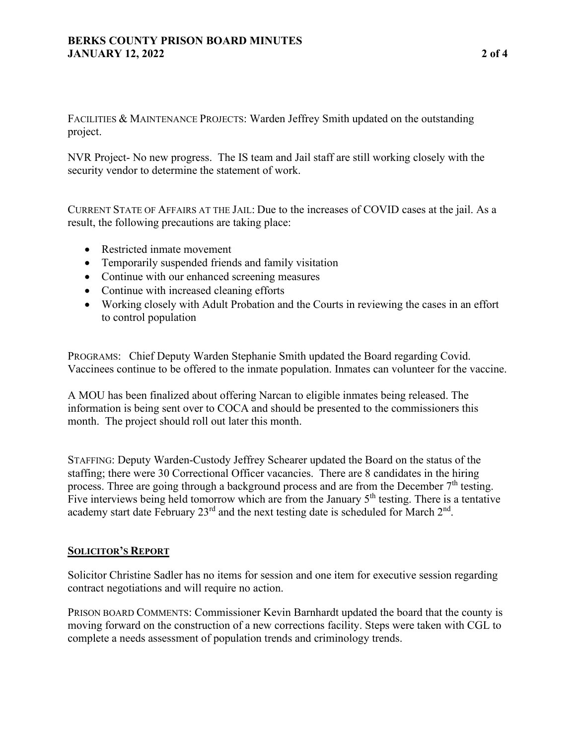FACILITIES & MAINTENANCE PROJECTS: Warden Jeffrey Smith updated on the outstanding project.

NVR Project- No new progress. The IS team and Jail staff are still working closely with the security vendor to determine the statement of work.

CURRENT STATE OF AFFAIRS AT THE JAIL: Due to the increases of COVID cases at the jail. As a result, the following precautions are taking place:

- Restricted inmate movement
- Temporarily suspended friends and family visitation
- Continue with our enhanced screening measures
- Continue with increased cleaning efforts
- Working closely with Adult Probation and the Courts in reviewing the cases in an effort to control population

PROGRAMS: Chief Deputy Warden Stephanie Smith updated the Board regarding Covid. Vaccinees continue to be offered to the inmate population. Inmates can volunteer for the vaccine.

A MOU has been finalized about offering Narcan to eligible inmates being released. The information is being sent over to COCA and should be presented to the commissioners this month. The project should roll out later this month.

STAFFING: Deputy Warden-Custody Jeffrey Schearer updated the Board on the status of the staffing; there were 30 Correctional Officer vacancies. There are 8 candidates in the hiring process. Three are going through a background process and are from the December 7th testing. Five interviews being held tomorrow which are from the January 5th testing. There is a tentative academy start date February 23rd and the next testing date is scheduled for March 2nd.

**SOLICITOR'S REPORT**

Solicitor Christine Sadler has no items for session and one item for executive session regarding contract negotiations and will require no action.

PRISON BOARD COMMENTS: Commissioner Kevin Barnhardt updated the board that the county is moving forward on the construction of a new corrections facility. Steps were taken with CGL to complete a needs assessment of population trends and criminology trends.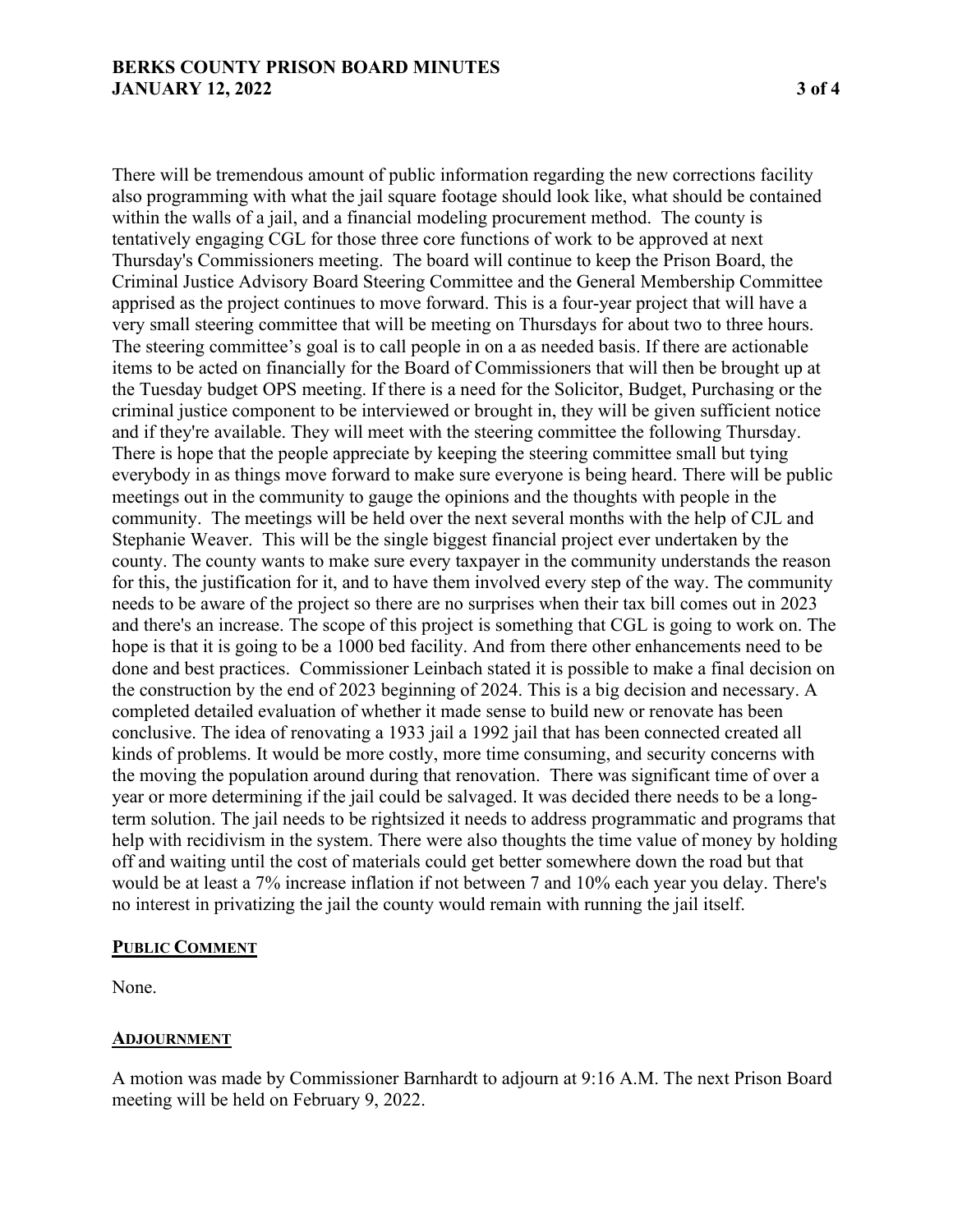There will be tremendous amount of public information regarding the new corrections facility also programming with what the jail square footage should look like, what should be contained within the walls of a jail, and a financial modeling procurement method. The county is tentatively engaging CGL for those three core functions of work to be approved at next Thursday's Commissioners meeting. The board will continue to keep the Prison Board, the Criminal Justice Advisory Board Steering Committee and the General Membership Committee apprised as the project continues to move forward. This is a four-year project that will have a very small steering committee that will be meeting on Thursdays for about two to three hours. The steering committee's goal is to call people in on a as needed basis. If there are actionable items to be acted on financially for the Board of Commissioners that will then be brought up at the Tuesday budget OPS meeting. If there is a need for the Solicitor, Budget, Purchasing or the criminal justice component to be interviewed or brought in, they will be given sufficient notice and if they're available. They will meet with the steering committee the following Thursday. There is hope that the people appreciate by keeping the steering committee small but tying everybody in as things move forward to make sure everyone is being heard. There will be public meetings out in the community to gauge the opinions and the thoughts with people in the community. The meetings will be held over the next several months with the help of CJL and Stephanie Weaver. This will be the single biggest financial project ever undertaken by the county. The county wants to make sure every taxpayer in the community understands the reason for this, the justification for it, and to have them involved every step of the way. The community needs to be aware of the project so there are no surprises when their tax bill comes out in 2023 and there's an increase. The scope of this project is something that CGL is going to work on. The hope is that it is going to be a 1000 bed facility. And from there other enhancements need to be done and best practices. Commissioner Leinbach stated it is possible to make a final decision on the construction by the end of 2023 beginning of 2024. This is a big decision and necessary. A completed detailed evaluation of whether it made sense to build new or renovate has been conclusive. The idea of renovating a 1933 jail a 1992 jail that has been connected created all kinds of problems. It would be more costly, more time consuming, and security concerns with the moving the population around during that renovation. There was significant time of over a year or more determining if the jail could be salvaged. It was decided there needs to be a long-term solution. The jail needs to be rightsized it needs to address programmatic and programs that help with recidivism in the system. There were also thoughts the time value of money by holding off and waiting until the cost of materials could get better somewhere down the road but that would be at least a 7% increase inflation if not between 7 and 10% each year you delay. There's no interest in privatizing the jail the county would remain with running the jail itself.

## PUBLIC COMMENT

None.

## ADJOURNMENT

A motion was made by Commissioner Barnhardt to adjourn at 9:16 A.M. The next Prison Board meeting will be held on February 9, 2022.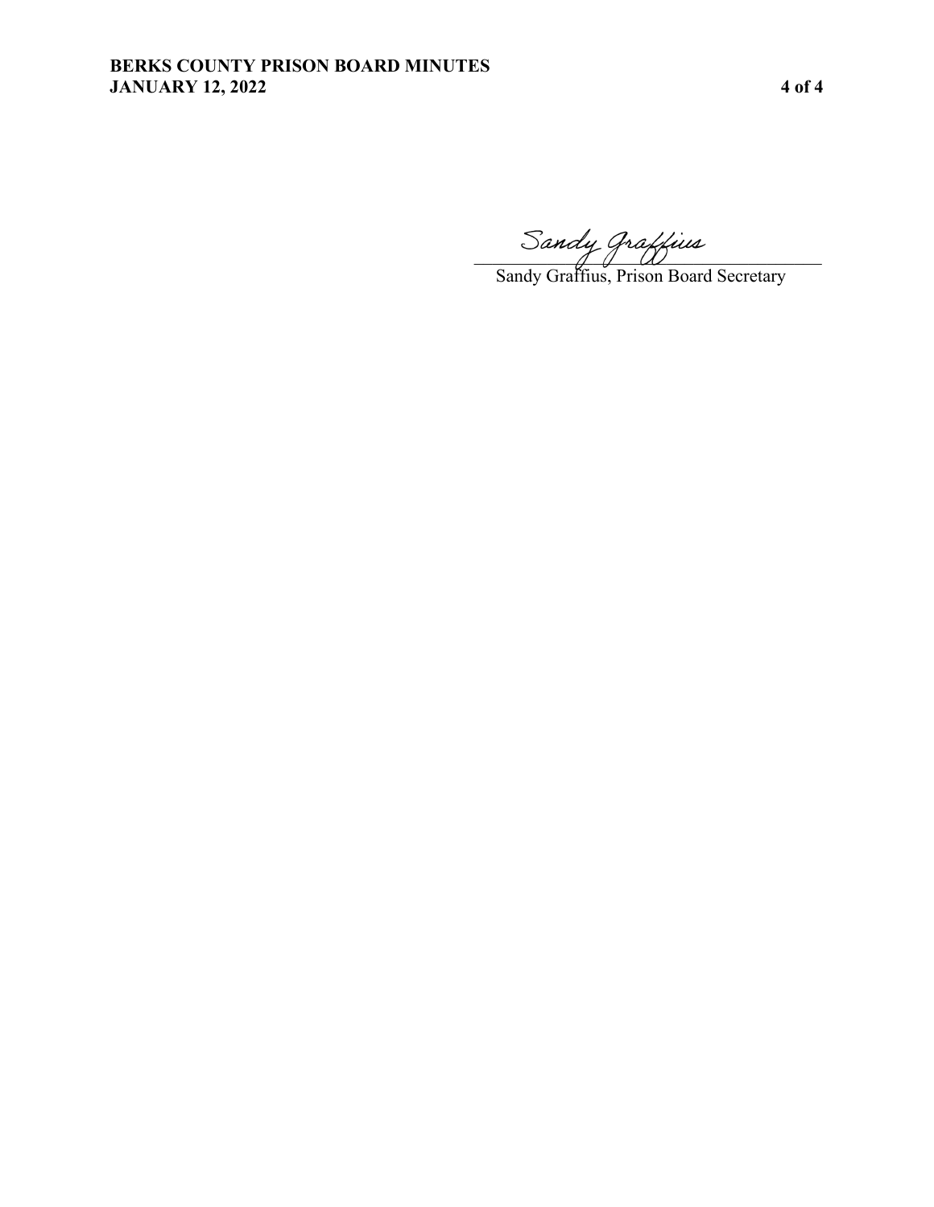Sandy Graffius

Sandy Graffius, Prison Board Secretary